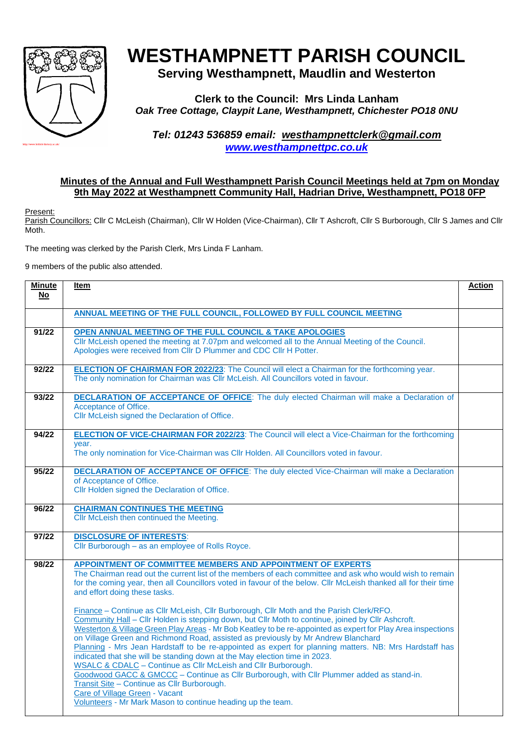# WESTHAMPNETT PARISH COUNCIL

**Serving Westhampnett, Maudlin and Westerton**

**Clerk to the Council: Mrs Linda Lanham**
***Oak Tree Cottage, Claypit Lane, Westhampnett, Chichester PO18 0NU***

***Tel: 01243 536859 email: westhampnettclerk@gmail.com***
***www.westhampnettpc.co.uk***

## Minutes of the Annual and Full Westhampnett Parish Council Meetings held at 7pm on Monday 9th May 2022 at Westhampnett Community Hall, Hadrian Drive, Westhampnett, PO18 0FP

Present:
Parish Councillors: Cllr C McLeish (Chairman), Cllr W Holden (Vice-Chairman), Cllr T Ashcroft, Cllr S Burborough, Cllr S James and Cllr Moth.

The meeting was clerked by the Parish Clerk, Mrs Linda F Lanham.

9 members of the public also attended.

| Minute No | Item | Action |
|---|---|---|
| | **ANNUAL MEETING OF THE FULL COUNCIL, FOLLOWED BY FULL COUNCIL MEETING** | |
| **91/22** | **OPEN ANNUAL MEETING OF THE FULL COUNCIL & TAKE APOLOGIES**<br>Cllr McLeish opened the meeting at 7.07pm and welcomed all to the Annual Meeting of the Council. Apologies were received from Cllr D Plummer and CDC Cllr H Potter. | |
| **92/22** | **ELECTION OF CHAIRMAN FOR 2022/23**: The Council will elect a Chairman for the forthcoming year.<br>The only nomination for Chairman was Cllr McLeish. All Councillors voted in favour. | |
| **93/22** | **DECLARATION OF ACCEPTANCE OF OFFICE**: The duly elected Chairman will make a Declaration of Acceptance of Office.<br>Cllr McLeish signed the Declaration of Office. | |
| **94/22** | **ELECTION OF VICE-CHAIRMAN FOR 2022/23**: The Council will elect a Vice-Chairman for the forthcoming year.<br>The only nomination for Vice-Chairman was Cllr Holden. All Councillors voted in favour. | |
| **95/22** | **DECLARATION OF ACCEPTANCE OF OFFICE**: The duly elected Vice-Chairman will make a Declaration of Acceptance of Office.<br>Cllr Holden signed the Declaration of Office. | |
| **96/22** | **CHAIRMAN CONTINUES THE MEETING**<br>Cllr McLeish then continued the Meeting. | |
| **97/22** | **DISCLOSURE OF INTERESTS**:<br>Cllr Burborough – as an employee of Rolls Royce. | |
| **98/22** | **APPOINTMENT OF COMMITTEE MEMBERS AND APPOINTMENT OF EXPERTS**<br>The Chairman read out the current list of the members of each committee and ask who would wish to remain for the coming year, then all Councillors voted in favour of the below. Cllr McLeish thanked all for their time and effort doing these tasks.<br><br>Finance – Continue as Cllr McLeish, Cllr Burborough, Cllr Moth and the Parish Clerk/RFO.<br>Community Hall – Cllr Holden is stepping down, but Cllr Moth to continue, joined by Cllr Ashcroft.<br>Westerton & Village Green Play Areas - Mr Bob Keatley to be re-appointed as expert for Play Area inspections on Village Green and Richmond Road, assisted as previously by Mr Andrew Blanchard<br>Planning - Mrs Jean Hardstaff to be re-appointed as expert for planning matters. NB: Mrs Hardstaff has indicated that she will be standing down at the May election time in 2023.<br>WSALC & CDALC – Continue as Cllr McLeish and Cllr Burborough.<br>Goodwood GACC & GMCCC – Continue as Cllr Burborough, with Cllr Plummer added as stand-in.<br>Transit Site – Continue as Cllr Burborough.<br>Care of Village Green - Vacant<br>Volunteers - Mr Mark Mason to continue heading up the team. | |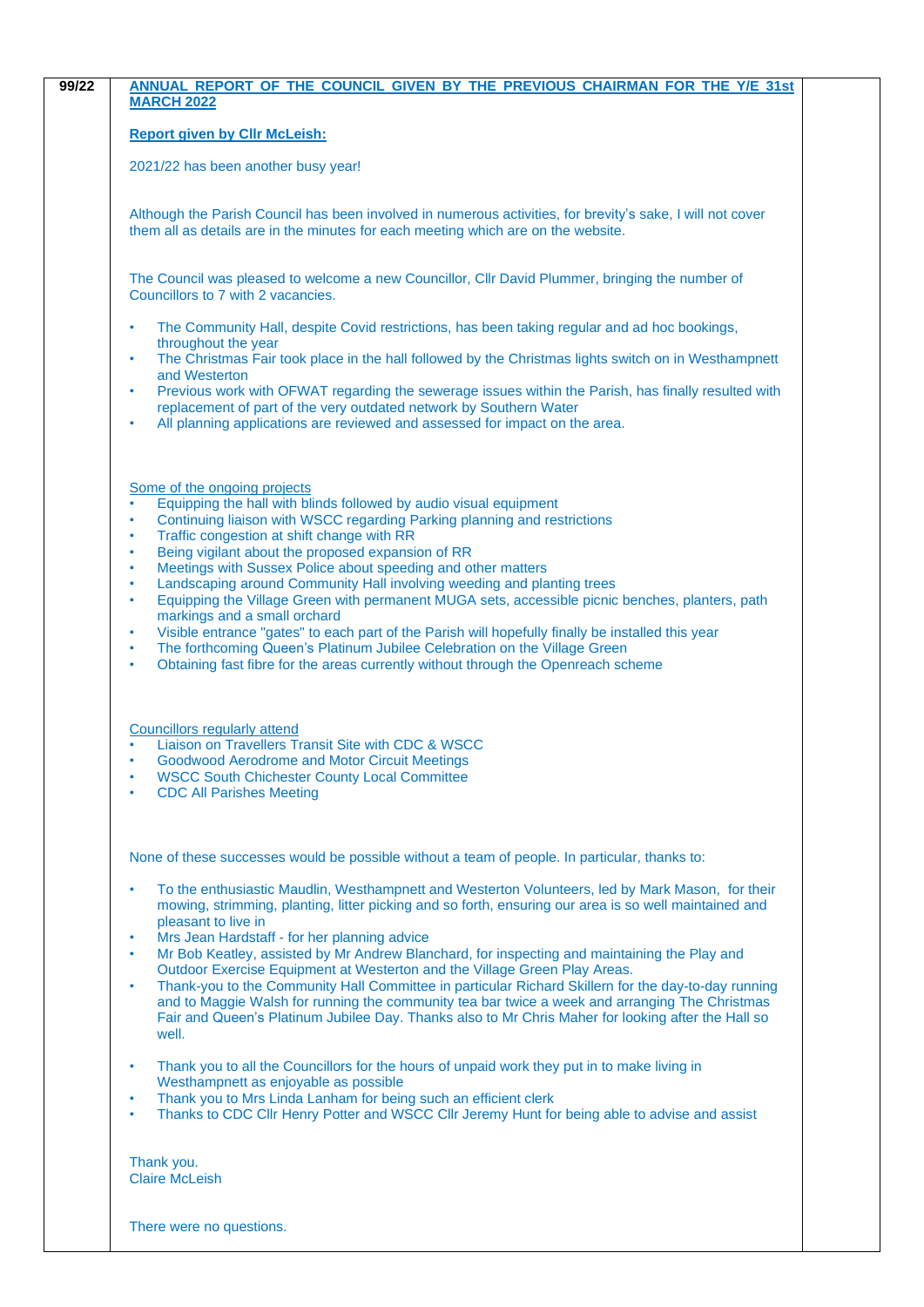**99/22**

**ANNUAL REPORT OF THE COUNCIL GIVEN BY THE PREVIOUS CHAIRMAN FOR THE Y/E 31st MARCH 2022**

**Report given by Cllr McLeish:**

2021/22 has been another busy year!

Although the Parish Council has been involved in numerous activities, for brevity's sake, I will not cover them all as details are in the minutes for each meeting which are on the website.

The Council was pleased to welcome a new Councillor, Cllr David Plummer, bringing the number of Councillors to 7 with 2 vacancies.

- The Community Hall, despite Covid restrictions, has been taking regular and ad hoc bookings, throughout the year
- The Christmas Fair took place in the hall followed by the Christmas lights switch on in Westhampnett and Westerton
- Previous work with OFWAT regarding the sewerage issues within the Parish, has finally resulted with replacement of part of the very outdated network by Southern Water
- All planning applications are reviewed and assessed for impact on the area.

Some of the ongoing projects

- Equipping the hall with blinds followed by audio visual equipment
- Continuing liaison with WSCC regarding Parking planning and restrictions
- Traffic congestion at shift change with RR
- Being vigilant about the proposed expansion of RR
- Meetings with Sussex Police about speeding and other matters
- Landscaping around Community Hall involving weeding and planting trees
- Equipping the Village Green with permanent MUGA sets, accessible picnic benches, planters, path markings and a small orchard
- Visible entrance "gates" to each part of the Parish will hopefully finally be installed this year
- The forthcoming Queen's Platinum Jubilee Celebration on the Village Green
- Obtaining fast fibre for the areas currently without through the Openreach scheme

Councillors regularly attend

- Liaison on Travellers Transit Site with CDC & WSCC
- Goodwood Aerodrome and Motor Circuit Meetings
- WSCC South Chichester County Local Committee
- CDC All Parishes Meeting

None of these successes would be possible without a team of people. In particular, thanks to:

- To the enthusiastic Maudlin, Westhampnett and Westerton Volunteers, led by Mark Mason, for their mowing, strimming, planting, litter picking and so forth, ensuring our area is so well maintained and pleasant to live in
- Mrs Jean Hardstaff - for her planning advice
- Mr Bob Keatley, assisted by Mr Andrew Blanchard, for inspecting and maintaining the Play and Outdoor Exercise Equipment at Westerton and the Village Green Play Areas.
- Thank-you to the Community Hall Committee in particular Richard Skillern for the day-to-day running and to Maggie Walsh for running the community tea bar twice a week and arranging The Christmas Fair and Queen's Platinum Jubilee Day. Thanks also to Mr Chris Maher for looking after the Hall so well.
- Thank you to all the Councillors for the hours of unpaid work they put in to make living in Westhampnett as enjoyable as possible
- Thank you to Mrs Linda Lanham for being such an efficient clerk
- Thanks to CDC Cllr Henry Potter and WSCC Cllr Jeremy Hunt for being able to advise and assist

Thank you.
Claire McLeish

There were no questions.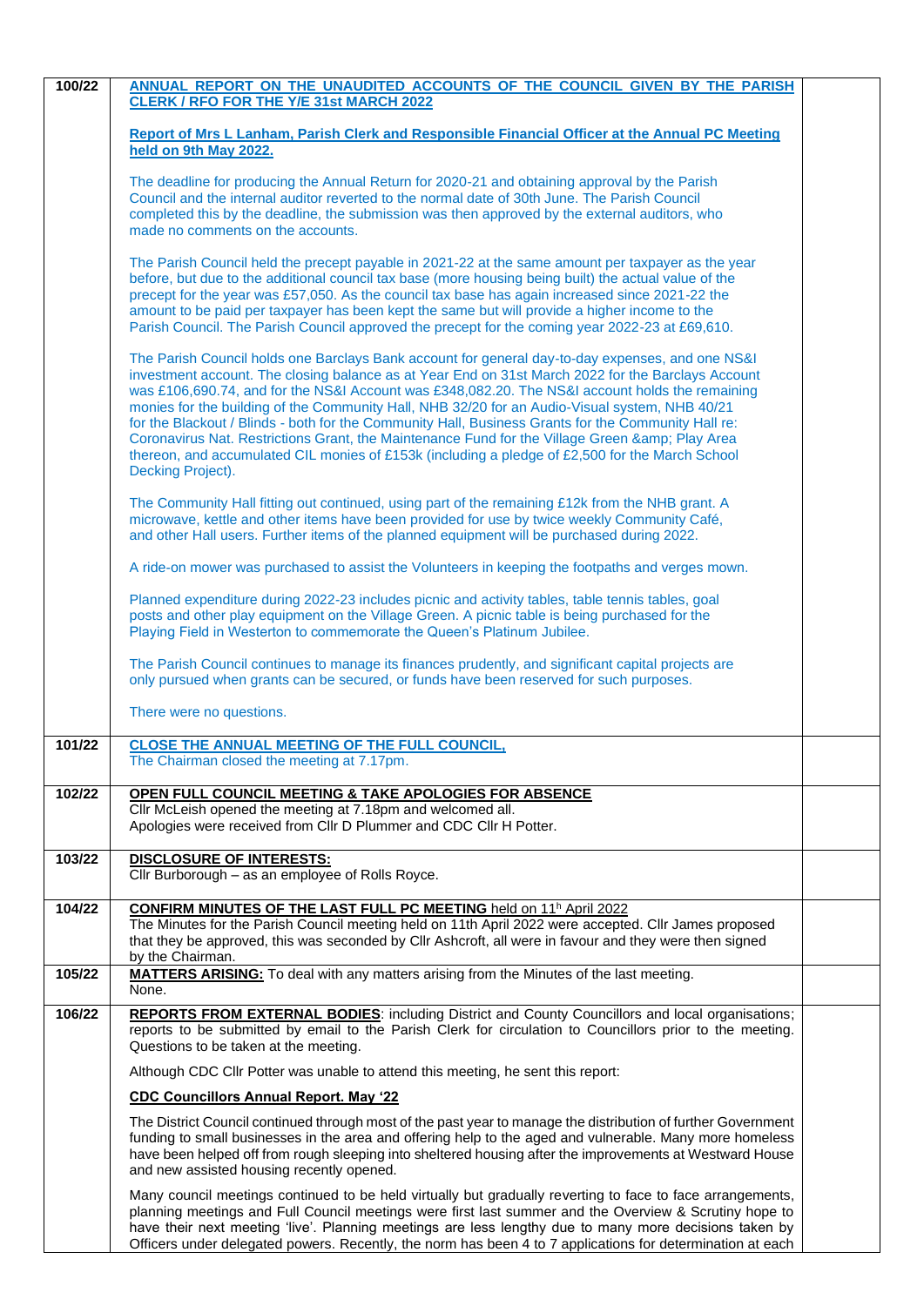| | | |
|---|---|---|
| 100/22 | **ANNUAL REPORT ON THE UNAUDITED ACCOUNTS OF THE COUNCIL GIVEN BY THE PARISH CLERK / RFO FOR THE Y/E 31st MARCH 2022**<br><br>**Report of Mrs L Lanham, Parish Clerk and Responsible Financial Officer at the Annual PC Meeting held on 9th May 2022.**<br><br>The deadline for producing the Annual Return for 2020-21 and obtaining approval by the Parish Council and the internal auditor reverted to the normal date of 30th June. The Parish Council completed this by the deadline, the submission was then approved by the external auditors, who made no comments on the accounts.<br><br>The Parish Council held the precept payable in 2021-22 at the same amount per taxpayer as the year before, but due to the additional council tax base (more housing being built) the actual value of the precept for the year was £57,050. As the council tax base has again increased since 2021-22 the amount to be paid per taxpayer has been kept the same but will provide a higher income to the Parish Council. The Parish Council approved the precept for the coming year 2022-23 at £69,610.<br><br>The Parish Council holds one Barclays Bank account for general day-to-day expenses, and one NS&I investment account. The closing balance as at Year End on 31st March 2022 for the Barclays Account was £106,690.74, and for the NS&I Account was £348,082.20. The NS&I account holds the remaining monies for the building of the Community Hall, NHB 32/20 for an Audio-Visual system, NHB 40/21 for the Blackout / Blinds - both for the Community Hall, Business Grants for the Community Hall re: Coronavirus Nat. Restrictions Grant, the Maintenance Fund for the Village Green &amp; Play Area thereon, and accumulated CIL monies of £153k (including a pledge of £2,500 for the March School Decking Project).<br><br>The Community Hall fitting out continued, using part of the remaining £12k from the NHB grant. A microwave, kettle and other items have been provided for use by twice weekly Community Café, and other Hall users. Further items of the planned equipment will be purchased during 2022.<br><br>A ride-on mower was purchased to assist the Volunteers in keeping the footpaths and verges mown.<br><br>Planned expenditure during 2022-23 includes picnic and activity tables, table tennis tables, goal posts and other play equipment on the Village Green. A picnic table is being purchased for the Playing Field in Westerton to commemorate the Queen's Platinum Jubilee.<br><br>The Parish Council continues to manage its finances prudently, and significant capital projects are only pursued when grants can be secured, or funds have been reserved for such purposes.<br><br>There were no questions. | |
| 101/22 | **CLOSE THE ANNUAL MEETING OF THE FULL COUNCIL,**<br>The Chairman closed the meeting at 7.17pm. | |
| 102/22 | **OPEN FULL COUNCIL MEETING & TAKE APOLOGIES FOR ABSENCE**<br>Cllr McLeish opened the meeting at 7.18pm and welcomed all.<br>Apologies were received from Cllr D Plummer and CDC Cllr H Potter. | |
| 103/22 | **DISCLOSURE OF INTERESTS:**<br>Cllr Burborough – as an employee of Rolls Royce. | |
| 104/22 | **CONFIRM MINUTES OF THE LAST FULL PC MEETING** held on 11th April 2022<br>The Minutes for the Parish Council meeting held on 11th April 2022 were accepted. Cllr James proposed that they be approved, this was seconded by Cllr Ashcroft, all were in favour and they were then signed by the Chairman. | |
| 105/22 | **MATTERS ARISING:** To deal with any matters arising from the Minutes of the last meeting.<br>None. | |
| 106/22 | **REPORTS FROM EXTERNAL BODIES**: including District and County Councillors and local organisations; reports to be submitted by email to the Parish Clerk for circulation to Councillors prior to the meeting. Questions to be taken at the meeting.<br><br>Although CDC Cllr Potter was unable to attend this meeting, he sent this report:<br><br>**CDC Councillors Annual Report. May '22**<br><br>The District Council continued through most of the past year to manage the distribution of further Government funding to small businesses in the area and offering help to the aged and vulnerable. Many more homeless have been helped off from rough sleeping into sheltered housing after the improvements at Westward House and new assisted housing recently opened.<br><br>Many council meetings continued to be held virtually but gradually reverting to face to face arrangements, planning meetings and Full Council meetings were first last summer and the Overview & Scrutiny hope to have their next meeting 'live'. Planning meetings are less lengthy due to many more decisions taken by Officers under delegated powers. Recently, the norm has been 4 to 7 applications for determination at each | |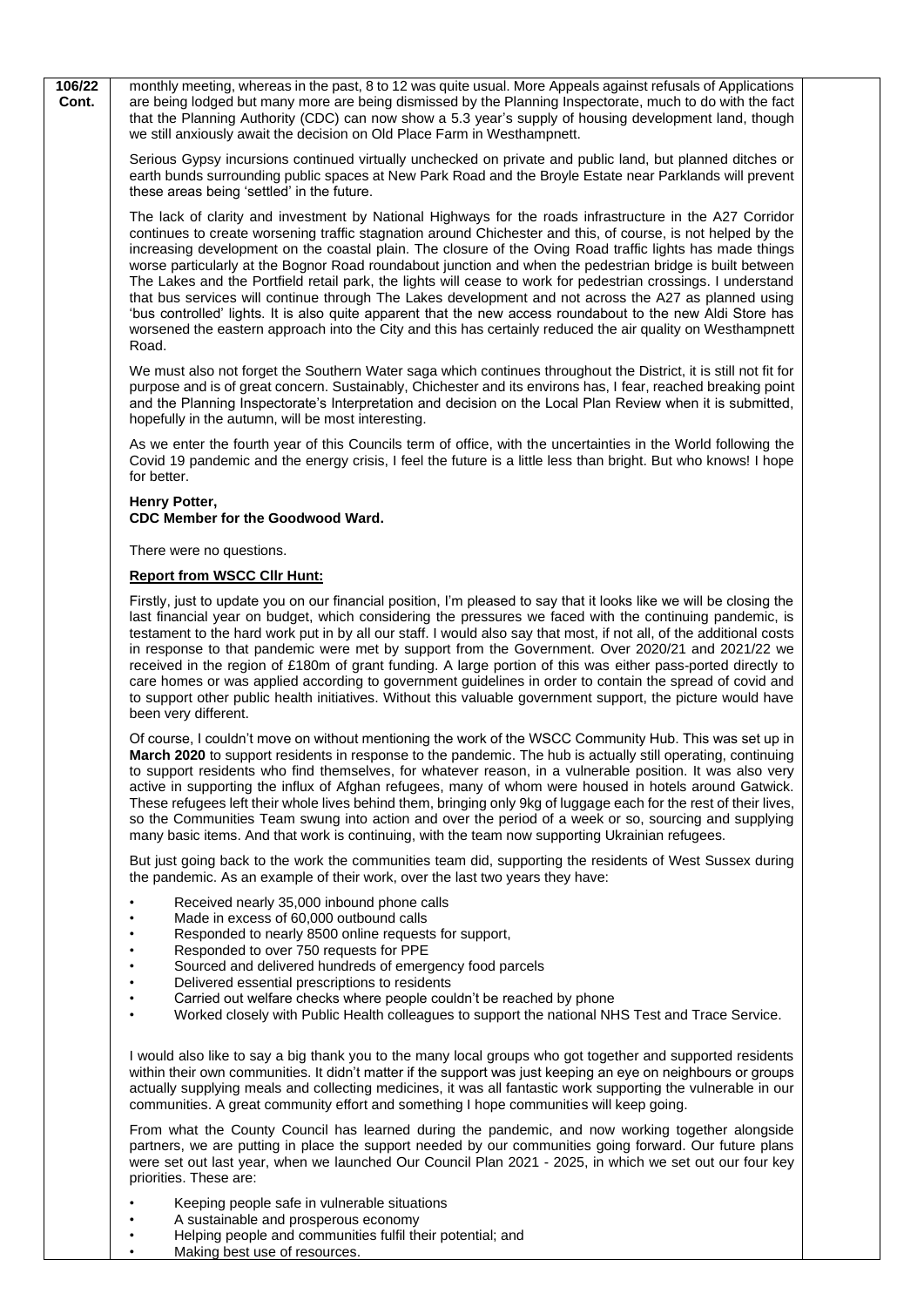**106/22 Cont.**

monthly meeting, whereas in the past, 8 to 12 was quite usual. More Appeals against refusals of Applications are being lodged but many more are being dismissed by the Planning Inspectorate, much to do with the fact that the Planning Authority (CDC) can now show a 5.3 year's supply of housing development land, though we still anxiously await the decision on Old Place Farm in Westhampnett.

Serious Gypsy incursions continued virtually unchecked on private and public land, but planned ditches or earth bunds surrounding public spaces at New Park Road and the Broyle Estate near Parklands will prevent these areas being 'settled' in the future.

The lack of clarity and investment by National Highways for the roads infrastructure in the A27 Corridor continues to create worsening traffic stagnation around Chichester and this, of course, is not helped by the increasing development on the coastal plain. The closure of the Oving Road traffic lights has made things worse particularly at the Bognor Road roundabout junction and when the pedestrian bridge is built between The Lakes and the Portfield retail park, the lights will cease to work for pedestrian crossings. I understand that bus services will continue through The Lakes development and not across the A27 as planned using 'bus controlled' lights. It is also quite apparent that the new access roundabout to the new Aldi Store has worsened the eastern approach into the City and this has certainly reduced the air quality on Westhampnett Road.

We must also not forget the Southern Water saga which continues throughout the District, it is still not fit for purpose and is of great concern. Sustainably, Chichester and its environs has, I fear, reached breaking point and the Planning Inspectorate's Interpretation and decision on the Local Plan Review when it is submitted, hopefully in the autumn, will be most interesting.

As we enter the fourth year of this Councils term of office, with the uncertainties in the World following the Covid 19 pandemic and the energy crisis, I feel the future is a little less than bright. But who knows! I hope for better.

**Henry Potter,**
**CDC Member for the Goodwood Ward.**

There were no questions.

**Report from WSCC Cllr Hunt:**

Firstly, just to update you on our financial position, I'm pleased to say that it looks like we will be closing the last financial year on budget, which considering the pressures we faced with the continuing pandemic, is testament to the hard work put in by all our staff. I would also say that most, if not all, of the additional costs in response to that pandemic were met by support from the Government. Over 2020/21 and 2021/22 we received in the region of £180m of grant funding. A large portion of this was either pass-ported directly to care homes or was applied according to government guidelines in order to contain the spread of covid and to support other public health initiatives. Without this valuable government support, the picture would have been very different.

Of course, I couldn't move on without mentioning the work of the WSCC Community Hub. This was set up in **March 2020** to support residents in response to the pandemic. The hub is actually still operating, continuing to support residents who find themselves, for whatever reason, in a vulnerable position. It was also very active in supporting the influx of Afghan refugees, many of whom were housed in hotels around Gatwick. These refugees left their whole lives behind them, bringing only 9kg of luggage each for the rest of their lives, so the Communities Team swung into action and over the period of a week or so, sourcing and supplying many basic items. And that work is continuing, with the team now supporting Ukrainian refugees.

But just going back to the work the communities team did, supporting the residents of West Sussex during the pandemic. As an example of their work, over the last two years they have:

- Received nearly 35,000 inbound phone calls
- Made in excess of 60,000 outbound calls
- Responded to nearly 8500 online requests for support,
- Responded to over 750 requests for PPE
- Sourced and delivered hundreds of emergency food parcels
- Delivered essential prescriptions to residents
- Carried out welfare checks where people couldn't be reached by phone
- Worked closely with Public Health colleagues to support the national NHS Test and Trace Service.

I would also like to say a big thank you to the many local groups who got together and supported residents within their own communities. It didn't matter if the support was just keeping an eye on neighbours or groups actually supplying meals and collecting medicines, it was all fantastic work supporting the vulnerable in our communities. A great community effort and something I hope communities will keep going.

From what the County Council has learned during the pandemic, and now working together alongside partners, we are putting in place the support needed by our communities going forward. Our future plans were set out last year, when we launched Our Council Plan 2021 - 2025, in which we set out our four key priorities. These are:

- Keeping people safe in vulnerable situations
- A sustainable and prosperous economy
- Helping people and communities fulfil their potential; and
- Making best use of resources.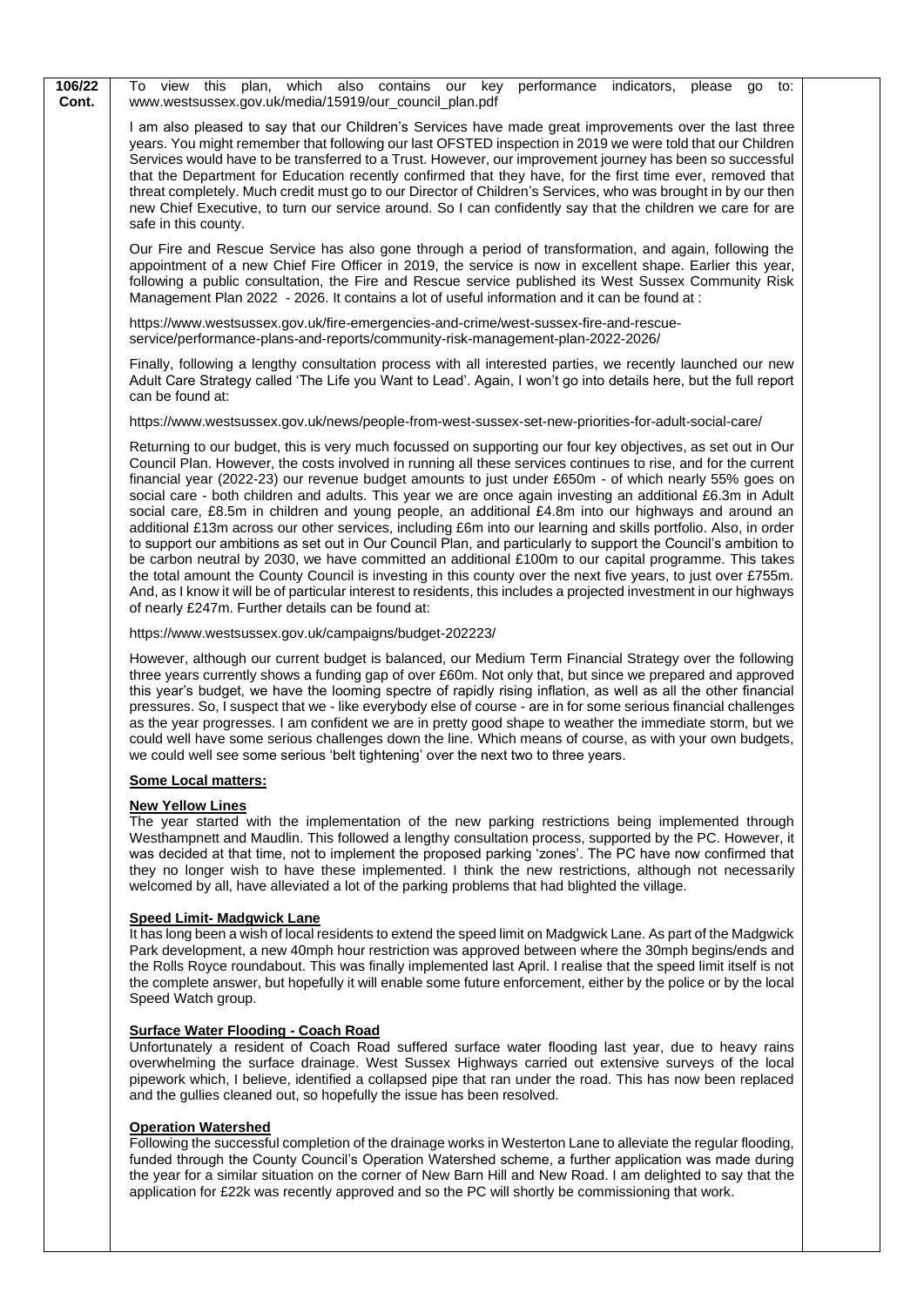**106/22 Cont.**

To view this plan, which also contains our key performance indicators, please go to: www.westsussex.gov.uk/media/15919/our_council_plan.pdf

I am also pleased to say that our Children's Services have made great improvements over the last three years. You might remember that following our last OFSTED inspection in 2019 we were told that our Children Services would have to be transferred to a Trust. However, our improvement journey has been so successful that the Department for Education recently confirmed that they have, for the first time ever, removed that threat completely. Much credit must go to our Director of Children's Services, who was brought in by our then new Chief Executive, to turn our service around. So I can confidently say that the children we care for are safe in this county.

Our Fire and Rescue Service has also gone through a period of transformation, and again, following the appointment of a new Chief Fire Officer in 2019, the service is now in excellent shape. Earlier this year, following a public consultation, the Fire and Rescue service published its West Sussex Community Risk Management Plan 2022 - 2026. It contains a lot of useful information and it can be found at :

https://www.westsussex.gov.uk/fire-emergencies-and-crime/west-sussex-fire-and-rescue-service/performance-plans-and-reports/community-risk-management-plan-2022-2026/

Finally, following a lengthy consultation process with all interested parties, we recently launched our new Adult Care Strategy called 'The Life you Want to Lead'. Again, I won't go into details here, but the full report can be found at:

https://www.westsussex.gov.uk/news/people-from-west-sussex-set-new-priorities-for-adult-social-care/

Returning to our budget, this is very much focussed on supporting our four key objectives, as set out in Our Council Plan. However, the costs involved in running all these services continues to rise, and for the current financial year (2022-23) our revenue budget amounts to just under £650m - of which nearly 55% goes on social care - both children and adults. This year we are once again investing an additional £6.3m in Adult social care, £8.5m in children and young people, an additional £4.8m into our highways and around an additional £13m across our other services, including £6m into our learning and skills portfolio. Also, in order to support our ambitions as set out in Our Council Plan, and particularly to support the Council's ambition to be carbon neutral by 2030, we have committed an additional £100m to our capital programme. This takes the total amount the County Council is investing in this county over the next five years, to just over £755m. And, as I know it will be of particular interest to residents, this includes a projected investment in our highways of nearly £247m. Further details can be found at:

https://www.westsussex.gov.uk/campaigns/budget-202223/

However, although our current budget is balanced, our Medium Term Financial Strategy over the following three years currently shows a funding gap of over £60m. Not only that, but since we prepared and approved this year's budget, we have the looming spectre of rapidly rising inflation, as well as all the other financial pressures. So, I suspect that we - like everybody else of course - are in for some serious financial challenges as the year progresses. I am confident we are in pretty good shape to weather the immediate storm, but we could well have some serious challenges down the line. Which means of course, as with your own budgets, we could well see some serious 'belt tightening' over the next two to three years.

**Some Local matters:**

**New Yellow Lines**

The year started with the implementation of the new parking restrictions being implemented through Westhampnett and Maudlin. This followed a lengthy consultation process, supported by the PC. However, it was decided at that time, not to implement the proposed parking 'zones'. The PC have now confirmed that they no longer wish to have these implemented. I think the new restrictions, although not necessarily welcomed by all, have alleviated a lot of the parking problems that had blighted the village.

**Speed Limit- Madgwick Lane**

It has long been a wish of local residents to extend the speed limit on Madgwick Lane. As part of the Madgwick Park development, a new 40mph hour restriction was approved between where the 30mph begins/ends and the Rolls Royce roundabout. This was finally implemented last April. I realise that the speed limit itself is not the complete answer, but hopefully it will enable some future enforcement, either by the police or by the local Speed Watch group.

**Surface Water Flooding - Coach Road**

Unfortunately a resident of Coach Road suffered surface water flooding last year, due to heavy rains overwhelming the surface drainage. West Sussex Highways carried out extensive surveys of the local pipework which, I believe, identified a collapsed pipe that ran under the road. This has now been replaced and the gullies cleaned out, so hopefully the issue has been resolved.

**Operation Watershed**

Following the successful completion of the drainage works in Westerton Lane to alleviate the regular flooding, funded through the County Council's Operation Watershed scheme, a further application was made during the year for a similar situation on the corner of New Barn Hill and New Road. I am delighted to say that the application for £22k was recently approved and so the PC will shortly be commissioning that work.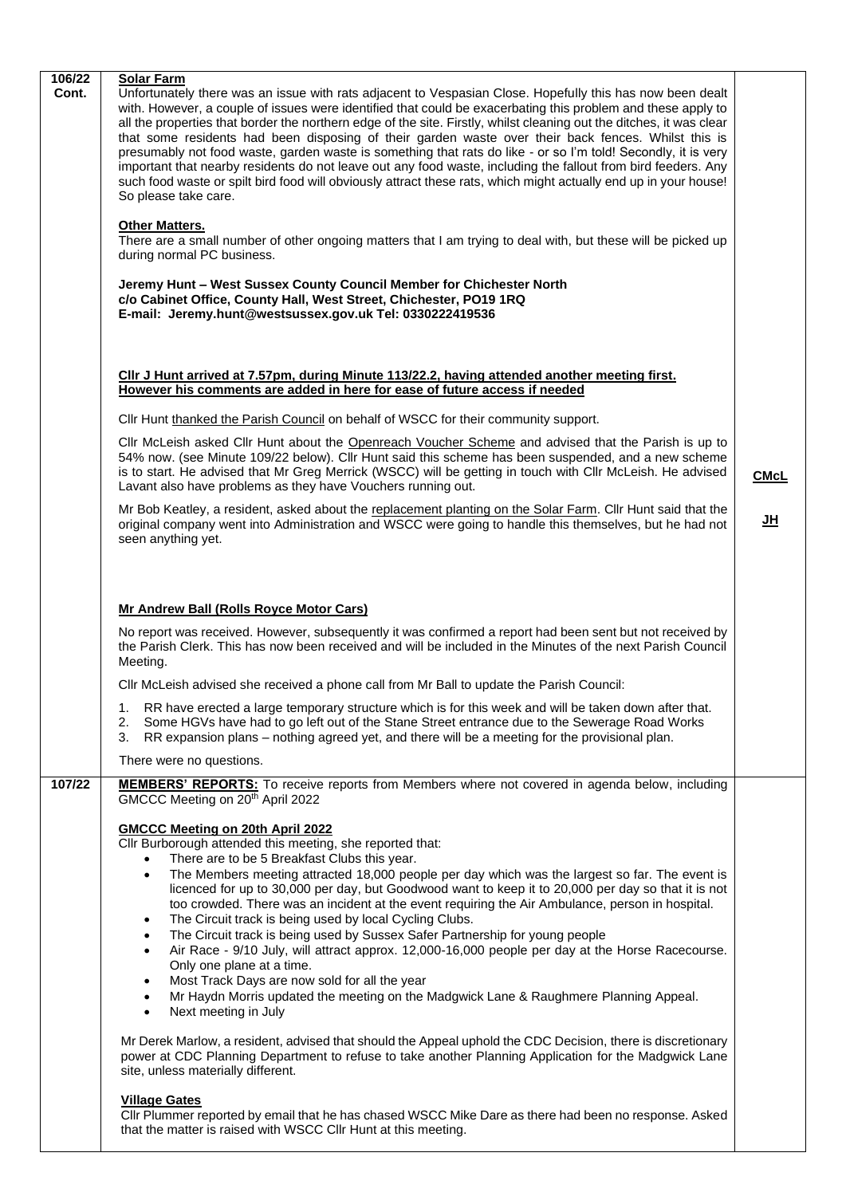**106/22 Cont.**

**Solar Farm**

Unfortunately there was an issue with rats adjacent to Vespasian Close. Hopefully this has now been dealt with. However, a couple of issues were identified that could be exacerbating this problem and these apply to all the properties that border the northern edge of the site. Firstly, whilst cleaning out the ditches, it was clear that some residents had been disposing of their garden waste over their back fences. Whilst this is presumably not food waste, garden waste is something that rats do like - or so I'm told! Secondly, it is very important that nearby residents do not leave out any food waste, including the fallout from bird feeders. Any such food waste or spilt bird food will obviously attract these rats, which might actually end up in your house! So please take care.

**Other Matters.**

There are a small number of other ongoing matters that I am trying to deal with, but these will be picked up during normal PC business.

**Jeremy Hunt – West Sussex County Council Member for Chichester North**
**c/o Cabinet Office, County Hall, West Street, Chichester, PO19 1RQ**
**E-mail: Jeremy.hunt@westsussex.gov.uk Tel: 0330222419536**

**Cllr J Hunt arrived at 7.57pm, during Minute 113/22.2, having attended another meeting first. However his comments are added in here for ease of future access if needed**

Cllr Hunt thanked the Parish Council on behalf of WSCC for their community support.

Cllr McLeish asked Cllr Hunt about the Openreach Voucher Scheme and advised that the Parish is up to 54% now. (see Minute 109/22 below). Cllr Hunt said this scheme has been suspended, and a new scheme is to start. He advised that Mr Greg Merrick (WSCC) will be getting in touch with Cllr McLeish. He advised Lavant also have problems as they have Vouchers running out. **CMcL**

Mr Bob Keatley, a resident, asked about the replacement planting on the Solar Farm. Cllr Hunt said that the original company went into Administration and WSCC were going to handle this themselves, but he had not seen anything yet. **JH**

**Mr Andrew Ball (Rolls Royce Motor Cars)**

No report was received. However, subsequently it was confirmed a report had been sent but not received by the Parish Clerk. This has now been received and will be included in the Minutes of the next Parish Council Meeting.

Cllr McLeish advised she received a phone call from Mr Ball to update the Parish Council:

1. RR have erected a large temporary structure which is for this week and will be taken down after that.
2. Some HGVs have had to go left out of the Stane Street entrance due to the Sewerage Road Works
3. RR expansion plans – nothing agreed yet, and there will be a meeting for the provisional plan.

There were no questions.

**107/22**

**MEMBERS' REPORTS:** To receive reports from Members where not covered in agenda below, including GMCCC Meeting on 20th April 2022

**GMCCC Meeting on 20th April 2022**

Cllr Burborough attended this meeting, she reported that:

- There are to be 5 Breakfast Clubs this year.
- The Members meeting attracted 18,000 people per day which was the largest so far. The event is licenced for up to 30,000 per day, but Goodwood want to keep it to 20,000 per day so that it is not too crowded. There was an incident at the event requiring the Air Ambulance, person in hospital.
- The Circuit track is being used by local Cycling Clubs.
- The Circuit track is being used by Sussex Safer Partnership for young people
- Air Race - 9/10 July, will attract approx. 12,000-16,000 people per day at the Horse Racecourse. Only one plane at a time.
- Most Track Days are now sold for all the year
- Mr Haydn Morris updated the meeting on the Madgwick Lane & Raughmere Planning Appeal.
- Next meeting in July

Mr Derek Marlow, a resident, advised that should the Appeal uphold the CDC Decision, there is discretionary power at CDC Planning Department to refuse to take another Planning Application for the Madgwick Lane site, unless materially different.

**Village Gates**

Cllr Plummer reported by email that he has chased WSCC Mike Dare as there had been no response. Asked that the matter is raised with WSCC Cllr Hunt at this meeting.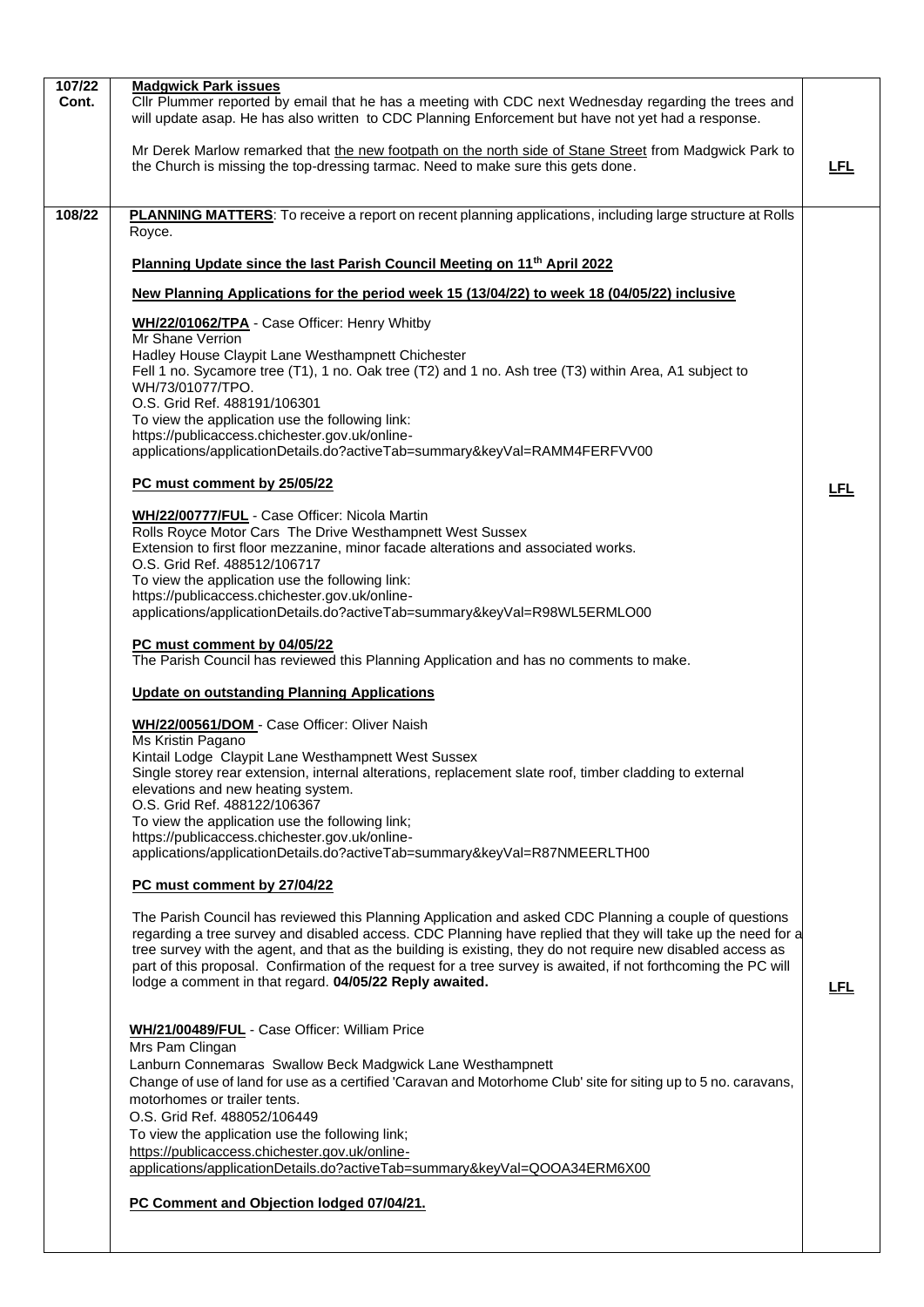| | | |
|---|---|---|
| 107/22 Cont. | **Madgwick Park issues**<br>Cllr Plummer reported by email that he has a meeting with CDC next Wednesday regarding the trees and will update asap. He has also written to CDC Planning Enforcement but have not yet had a response.<br><br>Mr Derek Marlow remarked that the new footpath on the north side of Stane Street from Madgwick Park to the Church is missing the top-dressing tarmac. Need to make sure this gets done. | **LFL** |
| 108/22 | **PLANNING MATTERS**: To receive a report on recent planning applications, including large structure at Rolls Royce.<br><br>**Planning Update since the last Parish Council Meeting on 11th April 2022**<br><br>**New Planning Applications for the period week 15 (13/04/22) to week 18 (04/05/22) inclusive**<br><br>**WH/22/01062/TPA** - Case Officer: Henry Whitby<br>Mr Shane Verrion<br>Hadley House Claypit Lane Westhampnett Chichester<br>Fell 1 no. Sycamore tree (T1), 1 no. Oak tree (T2) and 1 no. Ash tree (T3) within Area, A1 subject to WH/73/01077/TPO.<br>O.S. Grid Ref. 488191/106301<br>To view the application use the following link:<br>https://publicaccess.chichester.gov.uk/online-applications/applicationDetails.do?activeTab=summary&keyVal=RAMM4FERFVV00<br><br>**PC must comment by 25/05/22**<br><br>**WH/22/00777/FUL** - Case Officer: Nicola Martin<br>Rolls Royce Motor Cars The Drive Westhampnett West Sussex<br>Extension to first floor mezzanine, minor facade alterations and associated works.<br>O.S. Grid Ref. 488512/106717<br>To view the application use the following link:<br>https://publicaccess.chichester.gov.uk/online-applications/applicationDetails.do?activeTab=summary&keyVal=R98WL5ERMLO00<br><br>**PC must comment by 04/05/22**<br>The Parish Council has reviewed this Planning Application and has no comments to make.<br><br>**Update on outstanding Planning Applications**<br><br>**WH/22/00561/DOM** - Case Officer: Oliver Naish<br>Ms Kristin Pagano<br>Kintail Lodge Claypit Lane Westhampnett West Sussex<br>Single storey rear extension, internal alterations, replacement slate roof, timber cladding to external elevations and new heating system.<br>O.S. Grid Ref. 488122/106367<br>To view the application use the following link;<br>https://publicaccess.chichester.gov.uk/online-applications/applicationDetails.do?activeTab=summary&keyVal=R87NMEERLTH00<br><br>**PC must comment by 27/04/22**<br><br>The Parish Council has reviewed this Planning Application and asked CDC Planning a couple of questions regarding a tree survey and disabled access. CDC Planning have replied that they will take up the need for a tree survey with the agent, and that as the building is existing, they do not require new disabled access as part of this proposal. Confirmation of the request for a tree survey is awaited, if not forthcoming the PC will lodge a comment in that regard. **04/05/22 Reply awaited.**<br><br>**WH/21/00489/FUL** - Case Officer: William Price<br>Mrs Pam Clingan<br>Lanburn Connemaras Swallow Beck Madgwick Lane Westhampnett<br>Change of use of land for use as a certified 'Caravan and Motorhome Club' site for siting up to 5 no. caravans, motorhomes or trailer tents.<br>O.S. Grid Ref. 488052/106449<br>To view the application use the following link;<br>https://publicaccess.chichester.gov.uk/online-applications/applicationDetails.do?activeTab=summary&keyVal=QOOA34ERM6X00<br><br>**PC Comment and Objection lodged 07/04/21.** | **LFL**<br><br>**LFL** |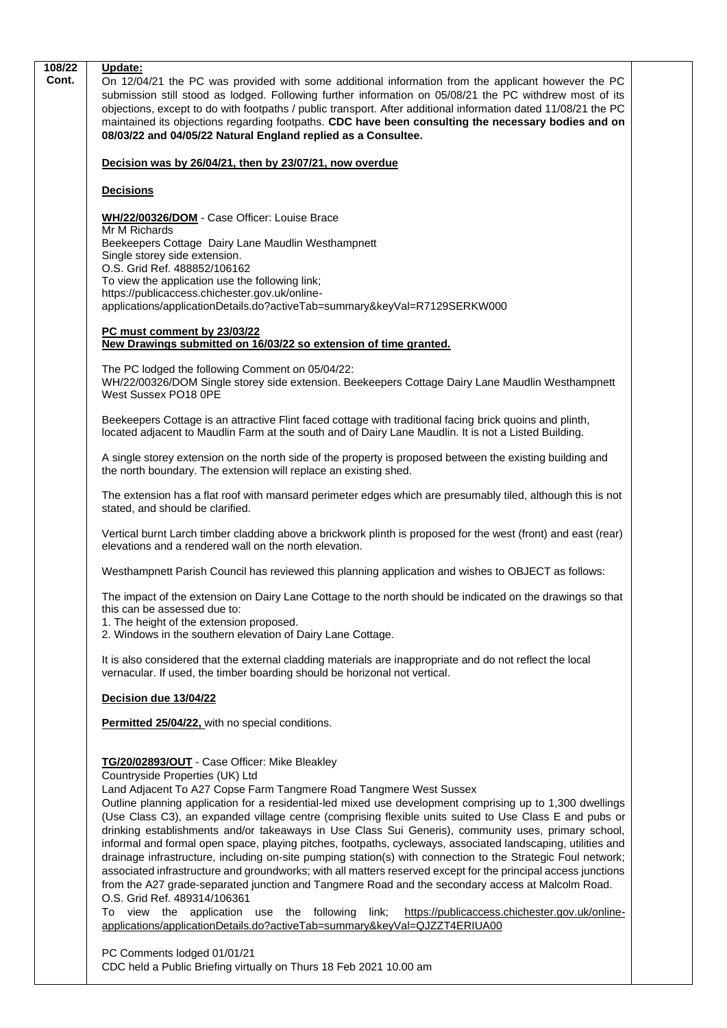**108/22 Cont.**

**Update:**

On 12/04/21 the PC was provided with some additional information from the applicant however the PC submission still stood as lodged. Following further information on 05/08/21 the PC withdrew most of its objections, except to do with footpaths / public transport. After additional information dated 11/08/21 the PC maintained its objections regarding footpaths. **CDC have been consulting the necessary bodies and on 08/03/22 and 04/05/22 Natural England replied as a Consultee.**

**Decision was by 26/04/21, then by 23/07/21, now overdue**

**Decisions**

**WH/22/00326/DOM** - Case Officer: Louise Brace
Mr M Richards
Beekeepers Cottage Dairy Lane Maudlin Westhampnett
Single storey side extension.
O.S. Grid Ref. 488852/106162
To view the application use the following link;
https://publicaccess.chichester.gov.uk/online-applications/applicationDetails.do?activeTab=summary&keyVal=R7129SERKW000

**PC must comment by 23/03/22**
**New Drawings submitted on 16/03/22 so extension of time granted.**

The PC lodged the following Comment on 05/04/22:
WH/22/00326/DOM Single storey side extension. Beekeepers Cottage Dairy Lane Maudlin Westhampnett West Sussex PO18 0PE

Beekeepers Cottage is an attractive Flint faced cottage with traditional facing brick quoins and plinth, located adjacent to Maudlin Farm at the south and of Dairy Lane Maudlin. It is not a Listed Building.

A single storey extension on the north side of the property is proposed between the existing building and the north boundary. The extension will replace an existing shed.

The extension has a flat roof with mansard perimeter edges which are presumably tiled, although this is not stated, and should be clarified.

Vertical burnt Larch timber cladding above a brickwork plinth is proposed for the west (front) and east (rear) elevations and a rendered wall on the north elevation.

Westhampnett Parish Council has reviewed this planning application and wishes to OBJECT as follows:

The impact of the extension on Dairy Lane Cottage to the north should be indicated on the drawings so that this can be assessed due to:
1. The height of the extension proposed.
2. Windows in the southern elevation of Dairy Lane Cottage.

It is also considered that the external cladding materials are inappropriate and do not reflect the local vernacular. If used, the timber boarding should be horizonal not vertical.

**Decision due 13/04/22**

**Permitted 25/04/22,** with no special conditions.

**TG/20/02893/OUT** - Case Officer: Mike Bleakley
Countryside Properties (UK) Ltd
Land Adjacent To A27 Copse Farm Tangmere Road Tangmere West Sussex
Outline planning application for a residential-led mixed use development comprising up to 1,300 dwellings (Use Class C3), an expanded village centre (comprising flexible units suited to Use Class E and pubs or drinking establishments and/or takeaways in Use Class Sui Generis), community uses, primary school, informal and formal open space, playing pitches, footpaths, cycleways, associated landscaping, utilities and drainage infrastructure, including on-site pumping station(s) with connection to the Strategic Foul network; associated infrastructure and groundworks; with all matters reserved except for the principal access junctions from the A27 grade-separated junction and Tangmere Road and the secondary access at Malcolm Road.
O.S. Grid Ref. 489314/106361
To view the application use the following link; https://publicaccess.chichester.gov.uk/online-applications/applicationDetails.do?activeTab=summary&keyVal=QJZZT4ERIUA00

PC Comments lodged 01/01/21
CDC held a Public Briefing virtually on Thurs 18 Feb 2021 10.00 am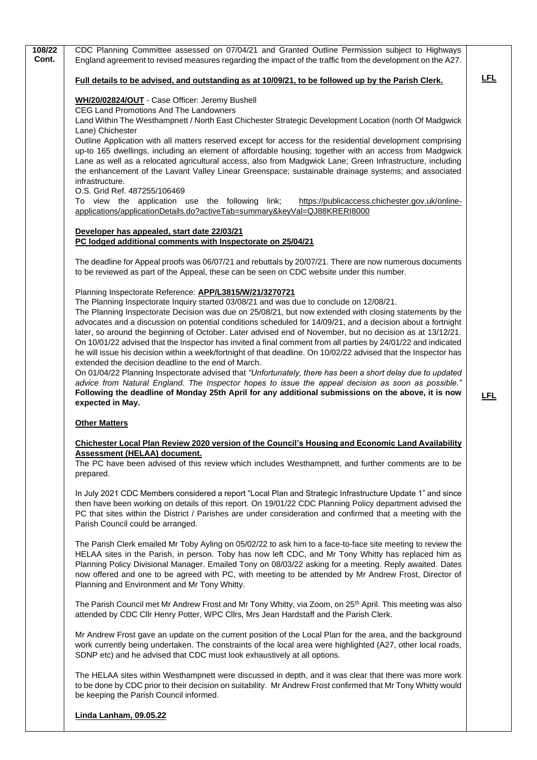| | | |
|---|---|---|
| **108/22 Cont.** | CDC Planning Committee assessed on 07/04/21 and Granted Outline Permission subject to Highways England agreement to revised measures regarding the impact of the traffic from the development on the A27.<br><br>**Full details to be advised, and outstanding as at 10/09/21, to be followed up by the Parish Clerk.**<br><br>**WH/20/02824/OUT** - Case Officer: Jeremy Bushell<br>CEG Land Promotions And The Landowners<br>Land Within The Westhampnett / North East Chichester Strategic Development Location (north Of Madgwick Lane) Chichester<br>Outline Application with all matters reserved except for access for the residential development comprising up-to 165 dwellings, including an element of affordable housing; together with an access from Madgwick Lane as well as a relocated agricultural access, also from Madgwick Lane; Green Infrastructure, including the enhancement of the Lavant Valley Linear Greenspace; sustainable drainage systems; and associated infrastructure.<br>O.S. Grid Ref. 487255/106469<br>To view the application use the following link; https://publicaccess.chichester.gov.uk/online-applications/applicationDetails.do?activeTab=summary&keyVal=QJ88KRERI8000<br><br>**Developer has appealed, start date 22/03/21**<br>**PC lodged additional comments with Inspectorate on 25/04/21**<br><br>The deadline for Appeal proofs was 06/07/21 and rebuttals by 20/07/21. There are now numerous documents to be reviewed as part of the Appeal, these can be seen on CDC website under this number.<br><br>Planning Inspectorate Reference: **APP/L3815/W/21/3270721**<br>The Planning Inspectorate Inquiry started 03/08/21 and was due to conclude on 12/08/21.<br>The Planning Inspectorate Decision was due on 25/08/21, but now extended with closing statements by the advocates and a discussion on potential conditions scheduled for 14/09/21, and a decision about a fortnight later, so around the beginning of October. Later advised end of November, but no decision as at 13/12/21. On 10/01/22 advised that the Inspector has invited a final comment from all parties by 24/01/22 and indicated he will issue his decision within a week/fortnight of that deadline. On 10/02/22 advised that the Inspector has extended the decision deadline to the end of March.<br>On 01/04/22 Planning Inspectorate advised that *"Unfortunately, there has been a short delay due to updated advice from Natural England. The Inspector hopes to issue the appeal decision as soon as possible."*<br>**Following the deadline of Monday 25th April for any additional submissions on the above, it is now expected in May.**<br><br>**Other Matters**<br><br>**Chichester Local Plan Review 2020 version of the Council's Housing and Economic Land Availability Assessment (HELAA) document.**<br>The PC have been advised of this review which includes Westhampnett, and further comments are to be prepared.<br><br>In July 2021 CDC Members considered a report "Local Plan and Strategic Infrastructure Update 1" and since then have been working on details of this report. On 19/01/22 CDC Planning Policy department advised the PC that sites within the District / Parishes are under consideration and confirmed that a meeting with the Parish Council could be arranged.<br><br>The Parish Clerk emailed Mr Toby Ayling on 05/02/22 to ask him to a face-to-face site meeting to review the HELAA sites in the Parish, in person. Toby has now left CDC, and Mr Tony Whitty has replaced him as Planning Policy Divisional Manager. Emailed Tony on 08/03/22 asking for a meeting. Reply awaited. Dates now offered and one to be agreed with PC, with meeting to be attended by Mr Andrew Frost, Director of Planning and Environment and Mr Tony Whitty.<br><br>The Parish Council met Mr Andrew Frost and Mr Tony Whitty, via Zoom, on 25th April. This meeting was also attended by CDC Cllr Henry Potter, WPC Cllrs, Mrs Jean Hardstaff and the Parish Clerk.<br><br>Mr Andrew Frost gave an update on the current position of the Local Plan for the area, and the background work currently being undertaken. The constraints of the local area were highlighted (A27, other local roads, SDNP etc) and he advised that CDC must look exhaustively at all options.<br><br>The HELAA sites within Westhampnett were discussed in depth, and it was clear that there was more work to be done by CDC prior to their decision on suitability. Mr Andrew Frost confirmed that Mr Tony Whitty would be keeping the Parish Council informed.<br><br>**Linda Lanham, 09.05.22** | **LFL**<br><br>**LFL** |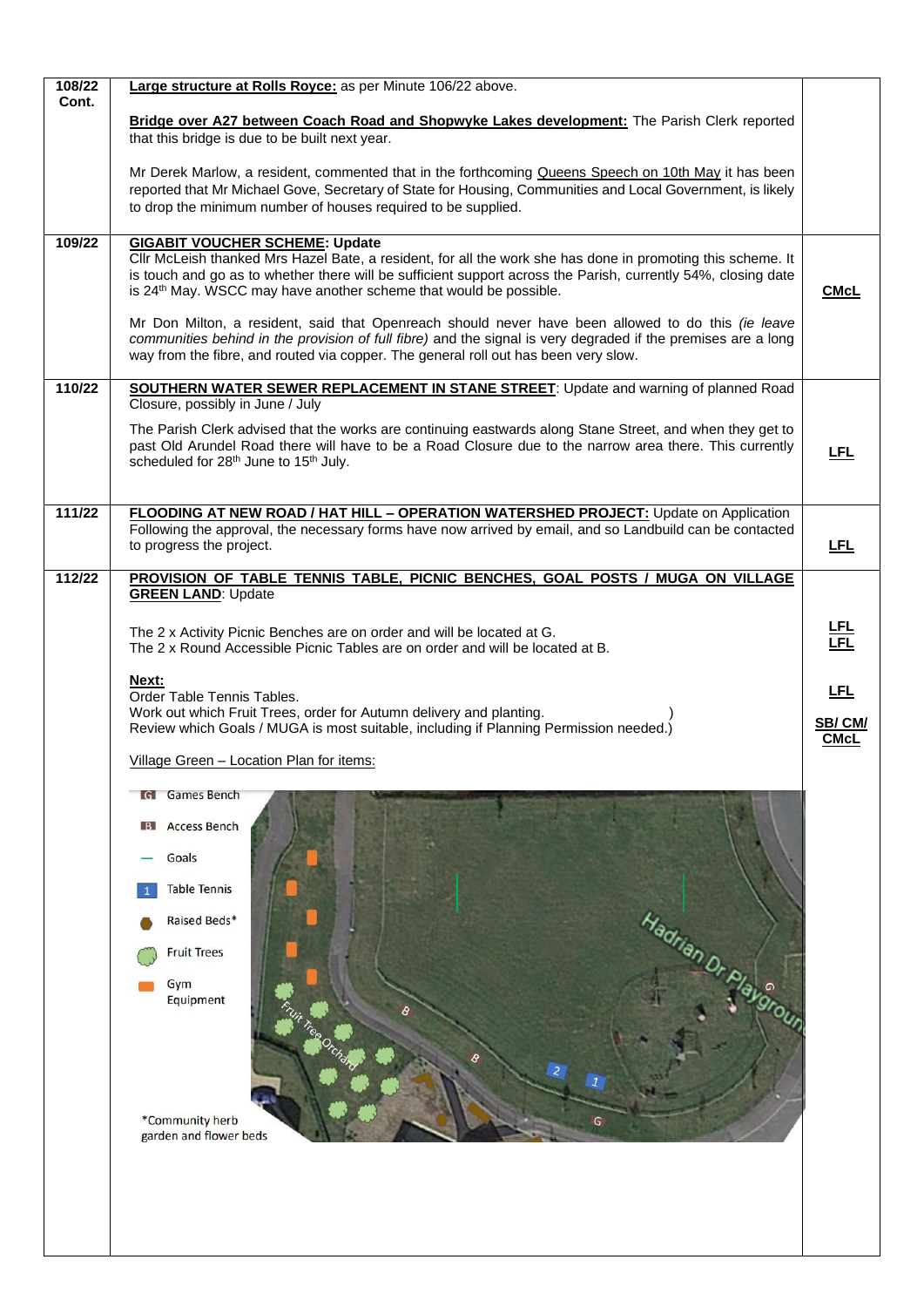| | | |
|---|---|---|
| **108/22 Cont.** | **Large structure at Rolls Royce:** as per Minute 106/22 above.<br><br>**Bridge over A27 between Coach Road and Shopwyke Lakes development:** The Parish Clerk reported that this bridge is due to be built next year.<br><br>Mr Derek Marlow, a resident, commented that in the forthcoming Queens Speech on 10th May it has been reported that Mr Michael Gove, Secretary of State for Housing, Communities and Local Government, is likely to drop the minimum number of houses required to be supplied. | |
| **109/22** | **GIGABIT VOUCHER SCHEME: Update**<br>Cllr McLeish thanked Mrs Hazel Bate, a resident, for all the work she has done in promoting this scheme. It is touch and go as to whether there will be sufficient support across the Parish, currently 54%, closing date is 24th May. WSCC may have another scheme that would be possible.<br><br>Mr Don Milton, a resident, said that Openreach should never have been allowed to do this *(ie leave communities behind in the provision of full fibre)* and the signal is very degraded if the premises are a long way from the fibre, and routed via copper. The general roll out has been very slow. | **CMcL** |
| **110/22** | **SOUTHERN WATER SEWER REPLACEMENT IN STANE STREET**: Update and warning of planned Road Closure, possibly in June / July<br><br>The Parish Clerk advised that the works are continuing eastwards along Stane Street, and when they get to past Old Arundel Road there will have to be a Road Closure due to the narrow area there. This currently scheduled for 28th June to 15th July. | **LFL** |
| **111/22** | **FLOODING AT NEW ROAD / HAT HILL – OPERATION WATERSHED PROJECT:** Update on Application<br>Following the approval, the necessary forms have now arrived by email, and so Landbuild can be contacted to progress the project. | **LFL** |
| **112/22** | **PROVISION OF TABLE TENNIS TABLE, PICNIC BENCHES, GOAL POSTS / MUGA ON VILLAGE GREEN LAND**: Update<br><br>The 2 x Activity Picnic Benches are on order and will be located at G.<br>The 2 x Round Accessible Picnic Tables are on order and will be located at B.<br><br>**Next:**<br>Order Table Tennis Tables.<br>Work out which Fruit Trees, order for Autumn delivery and planting. )<br>Review which Goals / MUGA is most suitable, including if Planning Permission needed.)<br><br>Village Green – Location Plan for items:<br><br>G Games Bench<br>B Access Bench<br>Goals<br>1 Table Tennis<br>Raised Beds*<br>Fruit Trees<br>Gym Equipment<br>*Community herb garden and flower beds | **LFL**<br>**LFL**<br><br>**LFL**<br><br>**SB/ CM/ CMcL** |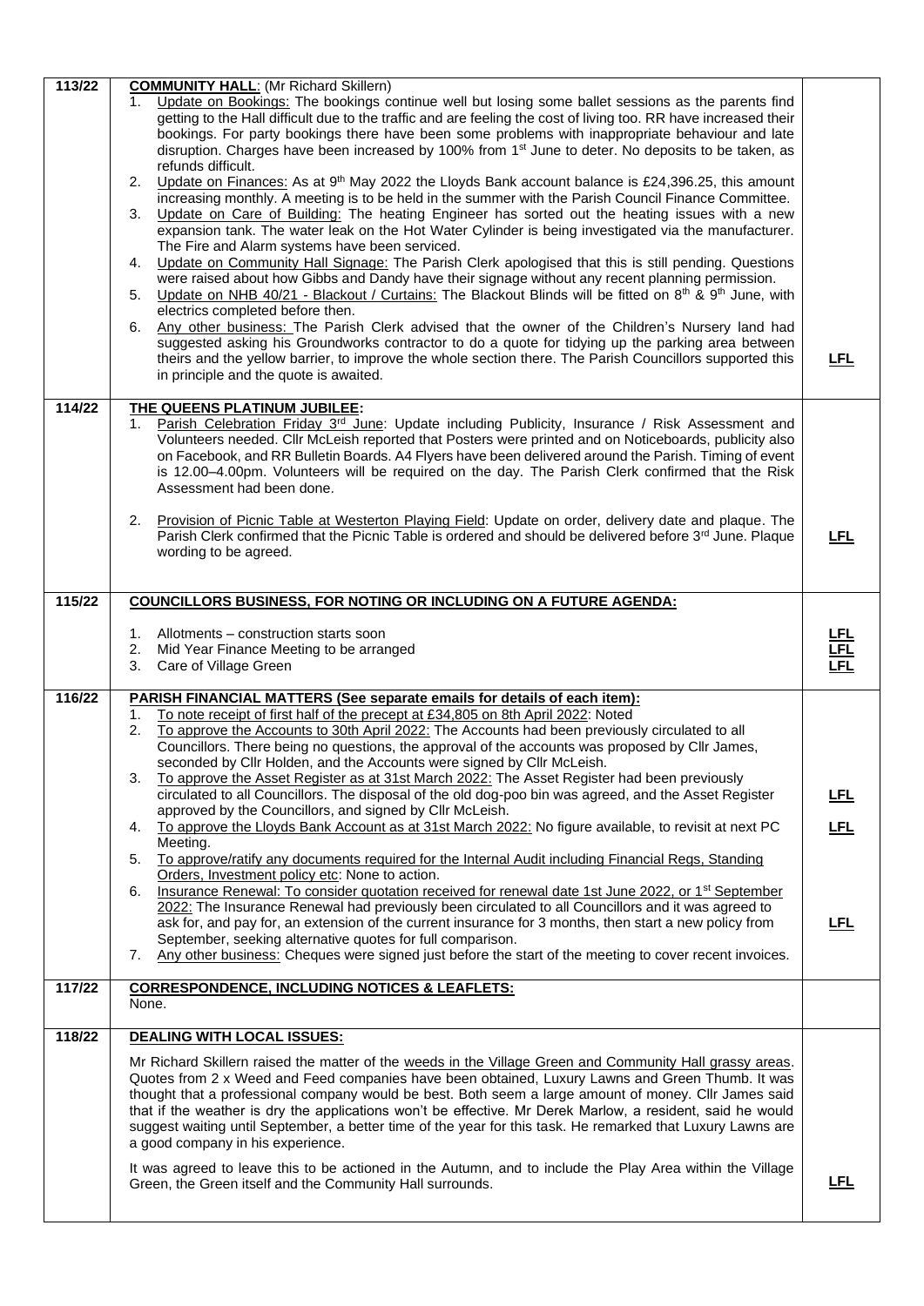| | | |
|---|---|---|
| 113/22 | **COMMUNITY HALL**: (Mr Richard Skillern)<br>1. Update on Bookings: The bookings continue well but losing some ballet sessions as the parents find getting to the Hall difficult due to the traffic and are feeling the cost of living too. RR have increased their bookings. For party bookings there have been some problems with inappropriate behaviour and late disruption. Charges have been increased by 100% from 1st June to deter. No deposits to be taken, as refunds difficult.<br>2. Update on Finances: As at 9th May 2022 the Lloyds Bank account balance is £24,396.25, this amount increasing monthly. A meeting is to be held in the summer with the Parish Council Finance Committee.<br>3. Update on Care of Building: The heating Engineer has sorted out the heating issues with a new expansion tank. The water leak on the Hot Water Cylinder is being investigated via the manufacturer. The Fire and Alarm systems have been serviced.<br>4. Update on Community Hall Signage: The Parish Clerk apologised that this is still pending. Questions were raised about how Gibbs and Dandy have their signage without any recent planning permission.<br>5. Update on NHB 40/21 - Blackout / Curtains: The Blackout Blinds will be fitted on 8th & 9th June, with electrics completed before then.<br>6. Any other business: The Parish Clerk advised that the owner of the Children's Nursery land had suggested asking his Groundworks contractor to do a quote for tidying up the parking area between theirs and the yellow barrier, to improve the whole section there. The Parish Councillors supported this in principle and the quote is awaited. | **LFL** |
| 114/22 | **THE QUEENS PLATINUM JUBILEE:**<br>1. Parish Celebration Friday 3rd June: Update including Publicity, Insurance / Risk Assessment and Volunteers needed. Cllr McLeish reported that Posters were printed and on Noticeboards, publicity also on Facebook, and RR Bulletin Boards. A4 Flyers have been delivered around the Parish. Timing of event is 12.00–4.00pm. Volunteers will be required on the day. The Parish Clerk confirmed that the Risk Assessment had been done.<br>2. Provision of Picnic Table at Westerton Playing Field: Update on order, delivery date and plaque. The Parish Clerk confirmed that the Picnic Table is ordered and should be delivered before 3rd June. Plaque wording to be agreed. | **LFL** |
| 115/22 | **COUNCILLORS BUSINESS, FOR NOTING OR INCLUDING ON A FUTURE AGENDA:**<br>1. Allotments – construction starts soon<br>2. Mid Year Finance Meeting to be arranged<br>3. Care of Village Green | **LFL**<br>**LFL**<br>**LFL** |
| 116/22 | **PARISH FINANCIAL MATTERS (See separate emails for details of each item):**<br>1. To note receipt of first half of the precept at £34,805 on 8th April 2022: Noted<br>2. To approve the Accounts to 30th April 2022: The Accounts had been previously circulated to all Councillors. There being no questions, the approval of the accounts was proposed by Cllr James, seconded by Cllr Holden, and the Accounts were signed by Cllr McLeish.<br>3. To approve the Asset Register as at 31st March 2022: The Asset Register had been previously circulated to all Councillors. The disposal of the old dog-poo bin was agreed, and the Asset Register approved by the Councillors, and signed by Cllr McLeish.<br>4. To approve the Lloyds Bank Account as at 31st March 2022: No figure available, to revisit at next PC Meeting.<br>5. To approve/ratify any documents required for the Internal Audit including Financial Regs, Standing Orders, Investment policy etc: None to action.<br>6. Insurance Renewal: To consider quotation received for renewal date 1st June 2022, or 1st September 2022: The Insurance Renewal had previously been circulated to all Councillors and it was agreed to ask for, and pay for, an extension of the current insurance for 3 months, then start a new policy from September, seeking alternative quotes for full comparison.<br>7. Any other business: Cheques were signed just before the start of the meeting to cover recent invoices. | **LFL**<br>**LFL**<br>**LFL** |
| 117/22 | **CORRESPONDENCE, INCLUDING NOTICES & LEAFLETS:**<br>None. | |
| 118/22 | **DEALING WITH LOCAL ISSUES:**<br>Mr Richard Skillern raised the matter of the weeds in the Village Green and Community Hall grassy areas. Quotes from 2 x Weed and Feed companies have been obtained, Luxury Lawns and Green Thumb. It was thought that a professional company would be best. Both seem a large amount of money. Cllr James said that if the weather is dry the applications won't be effective. Mr Derek Marlow, a resident, said he would suggest waiting until September, a better time of the year for this task. He remarked that Luxury Lawns are a good company in his experience.<br>It was agreed to leave this to be actioned in the Autumn, and to include the Play Area within the Village Green, the Green itself and the Community Hall surrounds. | **LFL** |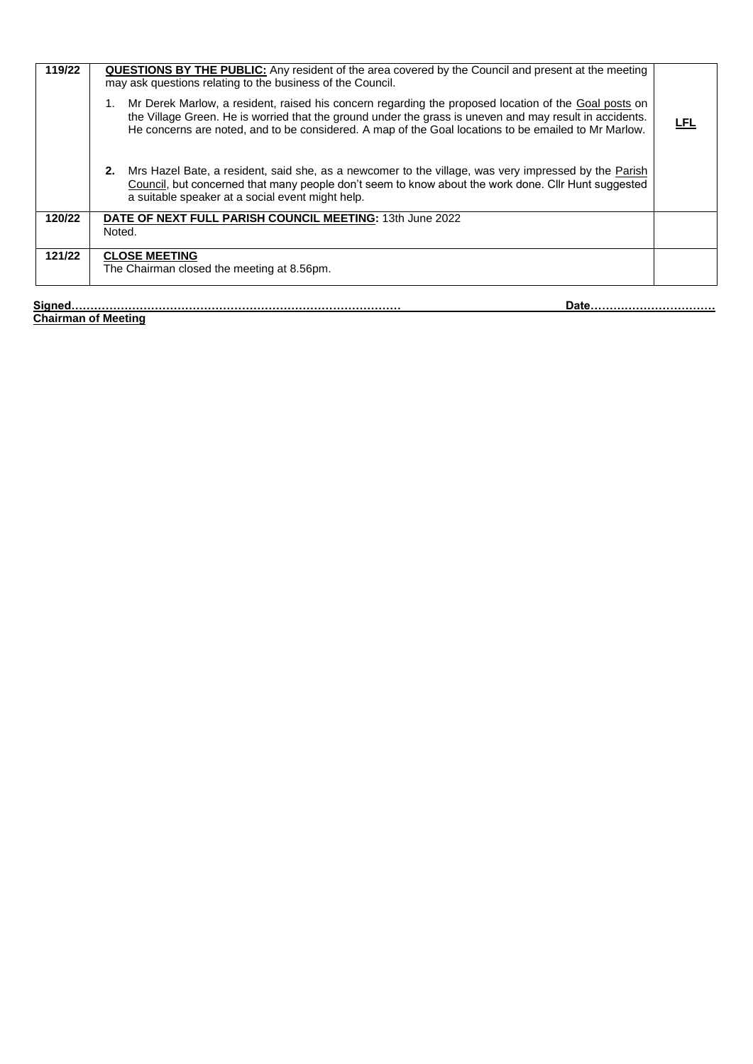| | | |
|---|---|---|
| **119/22** | **QUESTIONS BY THE PUBLIC:** Any resident of the area covered by the Council and present at the meeting may ask questions relating to the business of the Council.<br><br>1. Mr Derek Marlow, a resident, raised his concern regarding the proposed location of the Goal posts on the Village Green. He is worried that the ground under the grass is uneven and may result in accidents. He concerns are noted, and to be considered. A map of the Goal locations to be emailed to Mr Marlow.<br><br>**2.** Mrs Hazel Bate, a resident, said she, as a newcomer to the village, was very impressed by the Parish Council, but concerned that many people don't seem to know about the work done. Cllr Hunt suggested a suitable speaker at a social event might help. | **LFL** |
| **120/22** | **DATE OF NEXT FULL PARISH COUNCIL MEETING:** 13th June 2022<br>Noted. | |
| **121/22** | **CLOSE MEETING**<br>The Chairman closed the meeting at 8.56pm. | |

**Signed…………………………………………………………………………… Date……………………………**
**Chairman of Meeting**